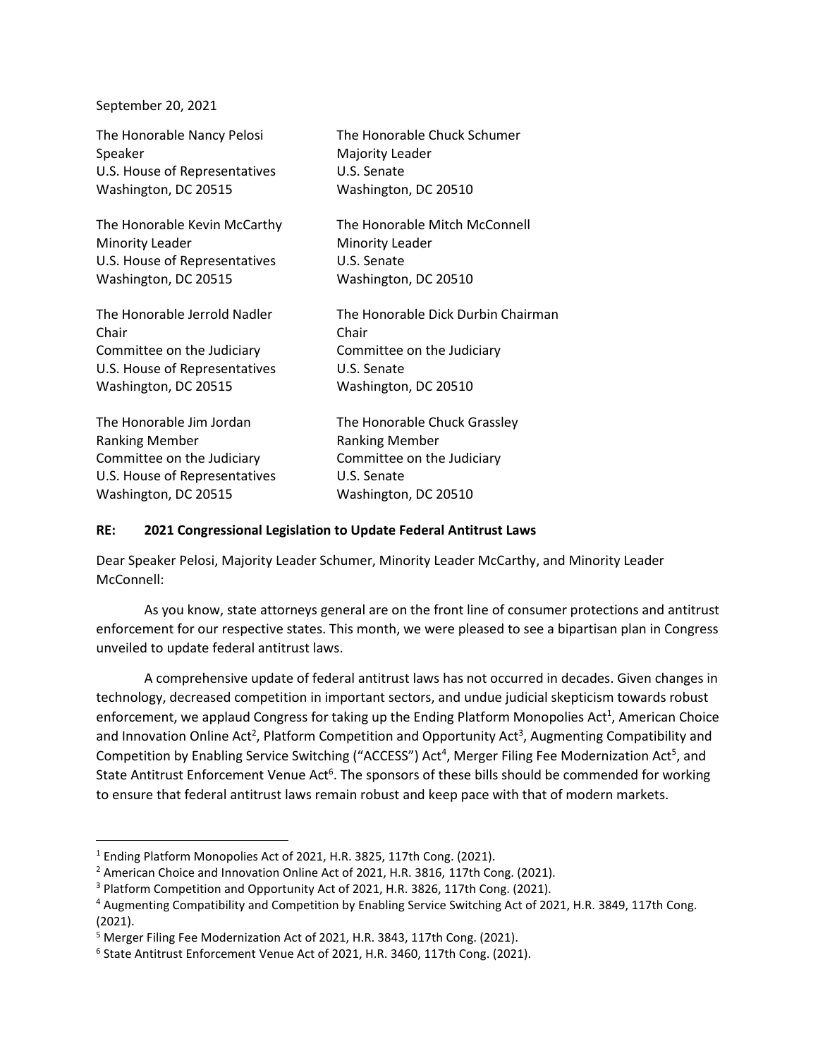September 20, 2021

The Honorable Nancy Pelosi
Speaker
U.S. House of Representatives
Washington, DC 20515

The Honorable Chuck Schumer
Majority Leader
U.S. Senate
Washington, DC 20510

The Honorable Kevin McCarthy
Minority Leader
U.S. House of Representatives
Washington, DC 20515

The Honorable Mitch McConnell
Minority Leader
U.S. Senate
Washington, DC 20510

The Honorable Jerrold Nadler
Chair
Committee on the Judiciary
U.S. House of Representatives
Washington, DC 20515

The Honorable Dick Durbin Chairman
Chair
Committee on the Judiciary
U.S. Senate
Washington, DC 20510

The Honorable Jim Jordan
Ranking Member
Committee on the Judiciary
U.S. House of Representatives
Washington, DC 20515

The Honorable Chuck Grassley
Ranking Member
Committee on the Judiciary
U.S. Senate
Washington, DC 20510

**RE: 2021 Congressional Legislation to Update Federal Antitrust Laws**

Dear Speaker Pelosi, Majority Leader Schumer, Minority Leader McCarthy, and Minority Leader McConnell:

As you know, state attorneys general are on the front line of consumer protections and antitrust enforcement for our respective states. This month, we were pleased to see a bipartisan plan in Congress unveiled to update federal antitrust laws.

A comprehensive update of federal antitrust laws has not occurred in decades. Given changes in technology, decreased competition in important sectors, and undue judicial skepticism towards robust enforcement, we applaud Congress for taking up the Ending Platform Monopolies Act[1], American Choice and Innovation Online Act[2], Platform Competition and Opportunity Act[3], Augmenting Compatibility and Competition by Enabling Service Switching ("ACCESS") Act[4], Merger Filing Fee Modernization Act[5], and State Antitrust Enforcement Venue Act[6]. The sponsors of these bills should be commended for working to ensure that federal antitrust laws remain robust and keep pace with that of modern markets.

---

[1] Ending Platform Monopolies Act of 2021, H.R. 3825, 117th Cong. (2021).

[2] American Choice and Innovation Online Act of 2021, H.R. 3816, 117th Cong. (2021).

[3] Platform Competition and Opportunity Act of 2021, H.R. 3826, 117th Cong. (2021).

[4] Augmenting Compatibility and Competition by Enabling Service Switching Act of 2021, H.R. 3849, 117th Cong. (2021).

[5] Merger Filing Fee Modernization Act of 2021, H.R. 3843, 117th Cong. (2021).

[6] State Antitrust Enforcement Venue Act of 2021, H.R. 3460, 117th Cong. (2021).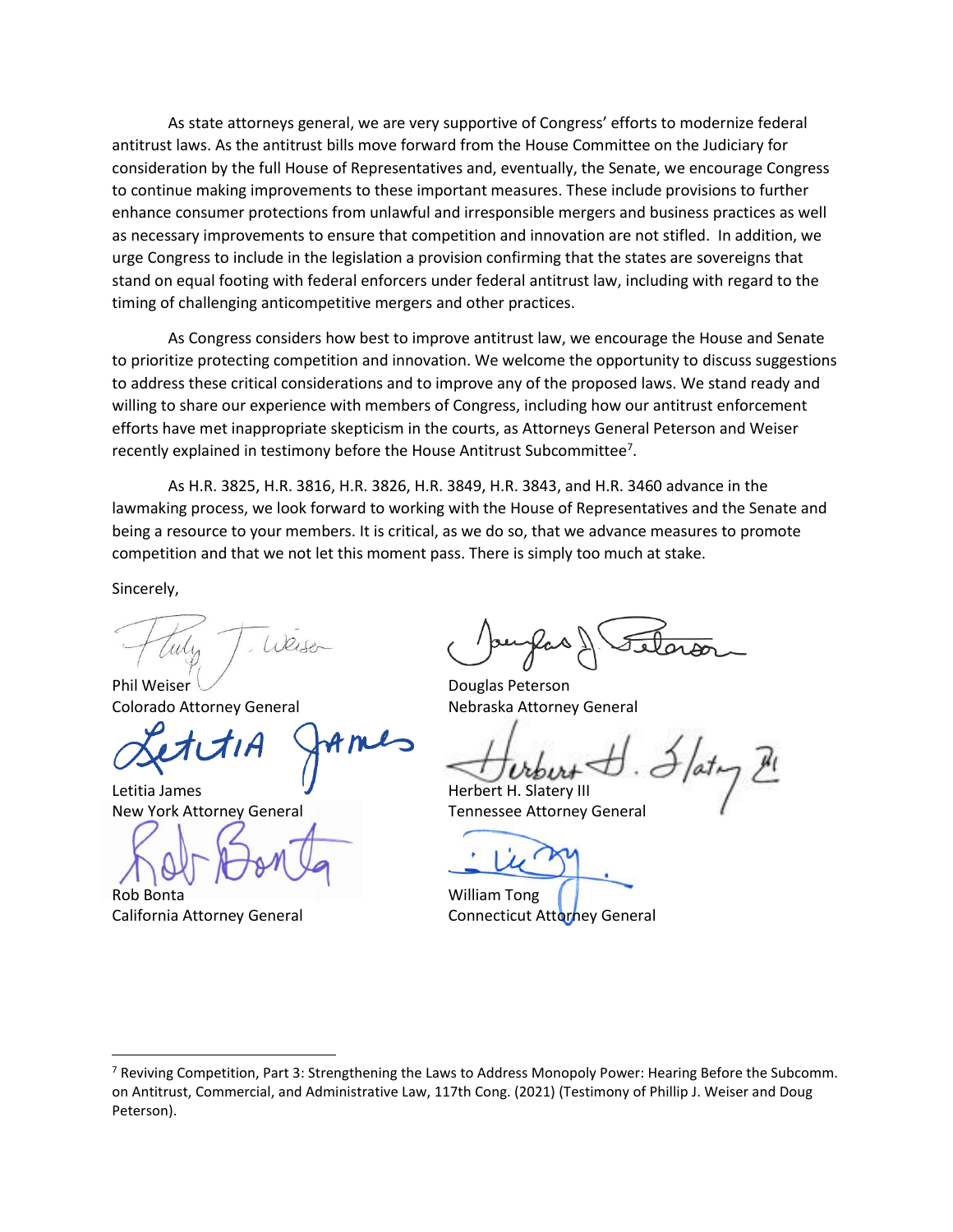As state attorneys general, we are very supportive of Congress' efforts to modernize federal antitrust laws. As the antitrust bills move forward from the House Committee on the Judiciary for consideration by the full House of Representatives and, eventually, the Senate, we encourage Congress to continue making improvements to these important measures. These include provisions to further enhance consumer protections from unlawful and irresponsible mergers and business practices as well as necessary improvements to ensure that competition and innovation are not stifled. In addition, we urge Congress to include in the legislation a provision confirming that the states are sovereigns that stand on equal footing with federal enforcers under federal antitrust law, including with regard to the timing of challenging anticompetitive mergers and other practices.

As Congress considers how best to improve antitrust law, we encourage the House and Senate to prioritize protecting competition and innovation. We welcome the opportunity to discuss suggestions to address these critical considerations and to improve any of the proposed laws. We stand ready and willing to share our experience with members of Congress, including how our antitrust enforcement efforts have met inappropriate skepticism in the courts, as Attorneys General Peterson and Weiser recently explained in testimony before the House Antitrust Subcommittee[7].

As H.R. 3825, H.R. 3816, H.R. 3826, H.R. 3849, H.R. 3843, and H.R. 3460 advance in the lawmaking process, we look forward to working with the House of Representatives and the Senate and being a resource to your members. It is critical, as we do so, that we advance measures to promote competition and that we not let this moment pass. There is simply too much at stake.

Sincerely,

Phil Weiser
Colorado Attorney General

Douglas Peterson
Nebraska Attorney General

Letitia James
New York Attorney General

Herbert H. Slatery III
Tennessee Attorney General

Rob Bonta
California Attorney General

William Tong
Connecticut Attorney General

---

[7] Reviving Competition, Part 3: Strengthening the Laws to Address Monopoly Power: Hearing Before the Subcomm. on Antitrust, Commercial, and Administrative Law, 117th Cong. (2021) (Testimony of Phillip J. Weiser and Doug Peterson).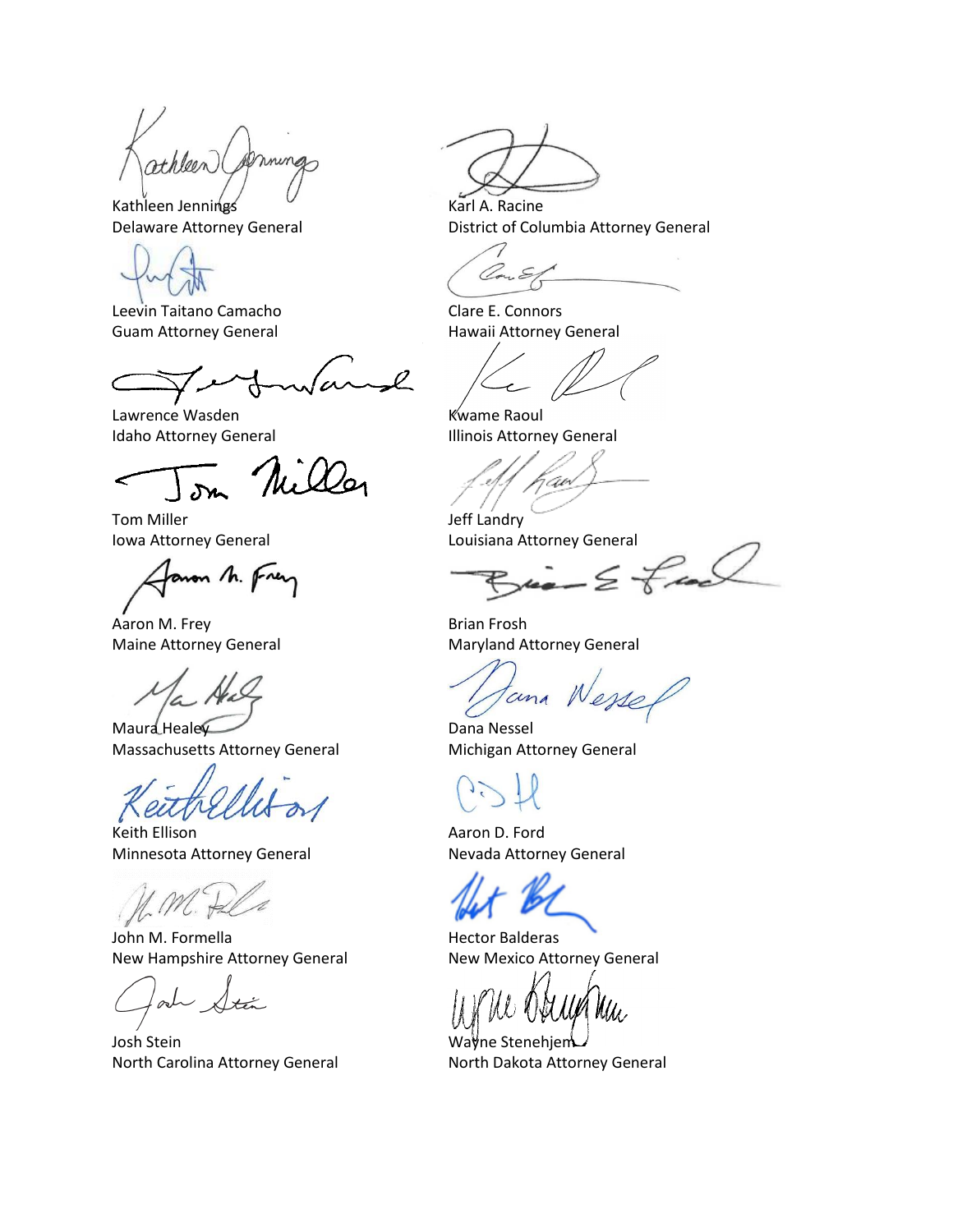Kathleen Jennings
Delaware Attorney General

Karl A. Racine
District of Columbia Attorney General

Leevin Taitano Camacho
Guam Attorney General

Clare E. Connors
Hawaii Attorney General

Lawrence Wasden
Idaho Attorney General

Kwame Raoul
Illinois Attorney General

Tom Miller
Iowa Attorney General

Jeff Landry
Louisiana Attorney General

Aaron M. Frey
Maine Attorney General

Brian Frosh
Maryland Attorney General

Maura Healey
Massachusetts Attorney General

Dana Nessel
Michigan Attorney General

Keith Ellison
Minnesota Attorney General

Aaron D. Ford
Nevada Attorney General

John M. Formella
New Hampshire Attorney General

Hector Balderas
New Mexico Attorney General

Josh Stein
North Carolina Attorney General

Wayne Stenehjem
North Dakota Attorney General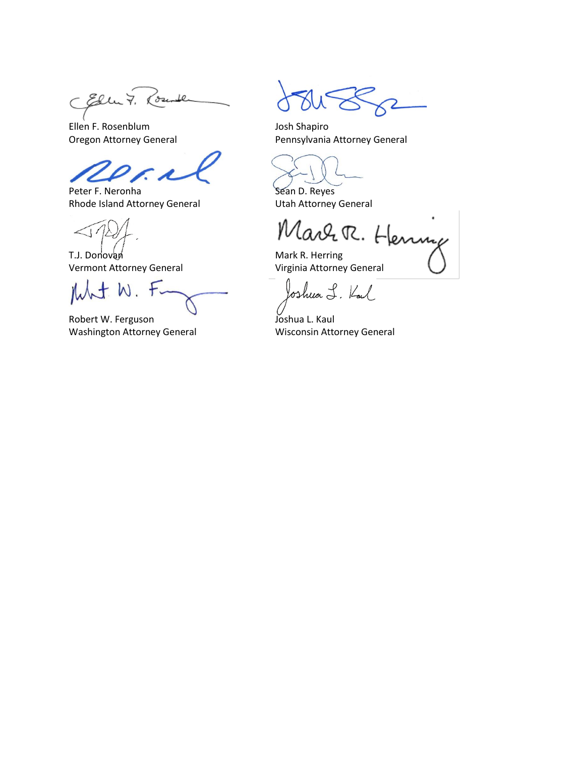Ellen F. Rosenblum
Oregon Attorney General

Josh Shapiro
Pennsylvania Attorney General

Peter F. Neronha
Rhode Island Attorney General

Sean D. Reyes
Utah Attorney General

T.J. Donovan
Vermont Attorney General

Mark R. Herring
Virginia Attorney General

Robert W. Ferguson
Washington Attorney General

Joshua L. Kaul
Wisconsin Attorney General